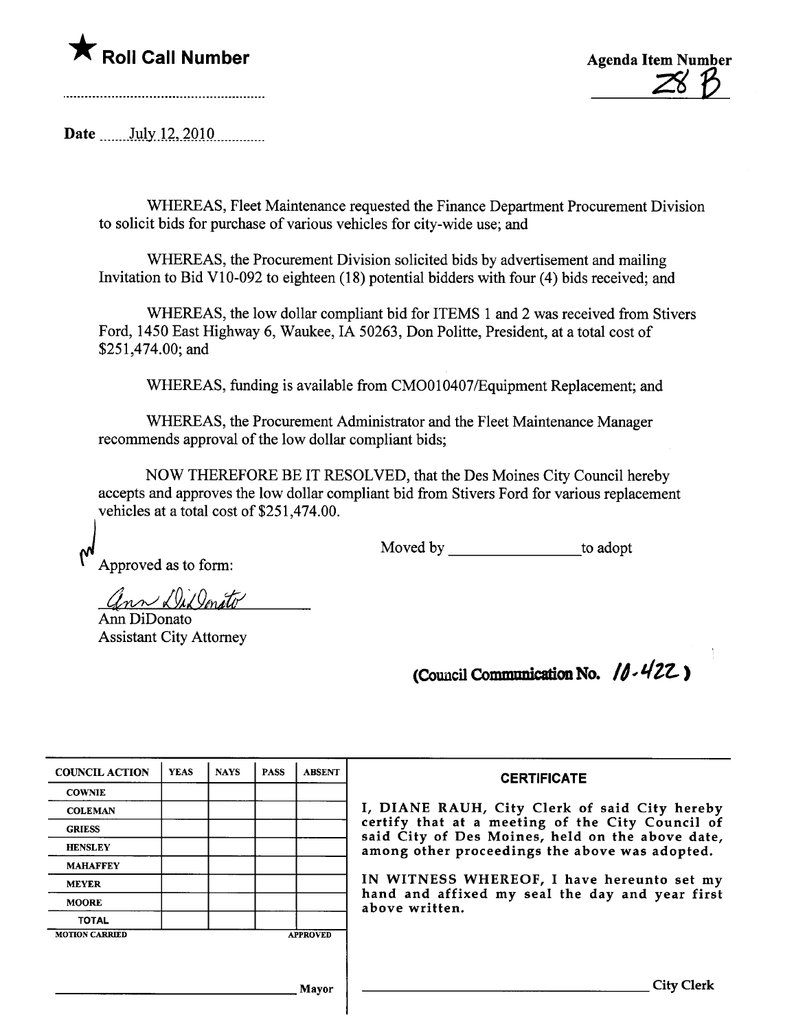★ **Roll Call Number**

Agenda Item Number
28 B

Date July 12, 2010

WHEREAS, Fleet Maintenance requested the Finance Department Procurement Division to solicit bids for purchase of various vehicles for city-wide use; and

WHEREAS, the Procurement Division solicited bids by advertisement and mailing Invitation to Bid V10-092 to eighteen (18) potential bidders with four (4) bids received; and

WHEREAS, the low dollar compliant bid for ITEMS 1 and 2 was received from Stivers Ford, 1450 East Highway 6, Waukee, IA 50263, Don Politte, President, at a total cost of $251,474.00; and

WHEREAS, funding is available from CMO010407/Equipment Replacement; and

WHEREAS, the Procurement Administrator and the Fleet Maintenance Manager recommends approval of the low dollar compliant bids;

NOW THEREFORE BE IT RESOLVED, that the Des Moines City Council hereby accepts and approves the low dollar compliant bid from Stivers Ford for various replacement vehicles at a total cost of $251,474.00.

Moved by ________________ to adopt

Approved as to form:

Ann DiDonato
Ann DiDonato
Assistant City Attorney

**(Council Communication No. 10-422)**

| COUNCIL ACTION | YEAS | NAYS | PASS | ABSENT |
|---|---|---|---|---|
| COWNIE | | | | |
| COLEMAN | | | | |
| GRIESS | | | | |
| HENSLEY | | | | |
| MAHAFFEY | | | | |
| MEYER | | | | |
| MOORE | | | | |
| TOTAL | | | | |
| MOTION CARRIED | | | | APPROVED |

________________________ Mayor

**CERTIFICATE**

I, DIANE RAUH, City Clerk of said City hereby certify that at a meeting of the City Council of said City of Des Moines, held on the above date, among other proceedings the above was adopted.

IN WITNESS WHEREOF, I have hereunto set my hand and affixed my seal the day and year first above written.

________________________ City Clerk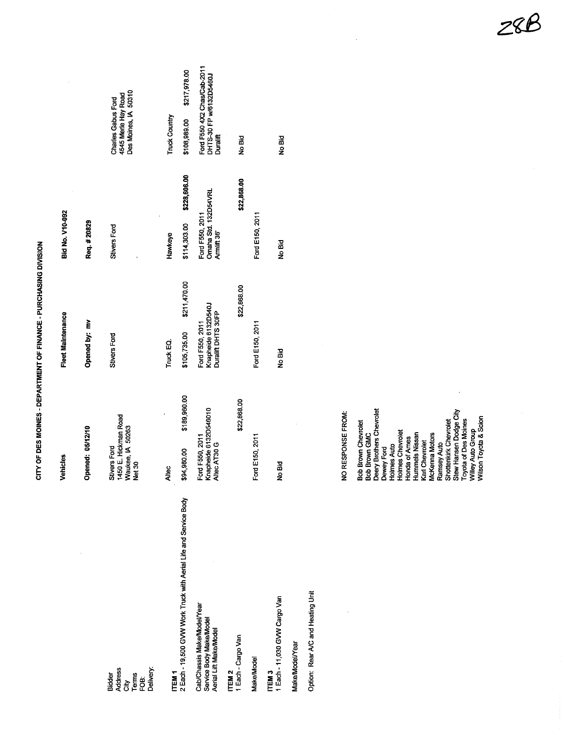28B

# CITY OF DES MOINES - DEPARTMENT OF FINANCE - PURCHASING DIVISION

| | | | | |
|---|---|---|---|---|
| | Vehicles | Fleet Maintenance | Bid No. V10-092 | |
| | Opened: 05/12/10 | Opened by: mv | Req. # 20829 | |
| Bidder<br>Address<br>City<br>Terms<br>FOB:<br>Delivery: | Stivers Ford<br>1450 E. Hickman Road<br>Waukee, IA 50263<br>Net 30 | Stivers Ford | Stivers Ford | Charles Gabus Ford<br>4545 Merle Hay Road<br>Des Moines, IA 50310 |
| **ITEM 1**<br>2 Each - 19,500 GVW Work Truck with Aerial Life and Service Body | Altec<br>$94,980.00 $189,960.00 | Truck EQ.<br>$105,735.00 $211,470.00 | Hawkeye<br>$114,303.00 **$228,606.00** | Truck Country<br>$108,989.00 $217,978.00 |
| Cab/Chassis Make/Model/Year<br>Service Body Make/Model<br>Aerial Lift Make/Model | Ford F550, 2011<br>Knapheide 6132D546010<br>Altec AT30 G | Ford F550, 2011<br>Knapheide 6132D540J<br>Duralift DHTS 30FP | Ford F550, 2011<br>Omaha Std. 132D54VRL<br>Armlift 36' | Ford F550 4X2 Chas/Cab-2011<br>DHTS-30 FP w/6132D5460J<br>Duralift |
| **ITEM 2**<br>1 Each - Cargo Van | $22,868.00 | $22,868.00 | **$22,868.00** | No Bid |
| Make/Model | Ford E150, 2011 | Ford E150, 2011 | Ford E150, 2011 | |
| **ITEM 3**<br>1 Each - 11,030 GVW Cargo Van | No Bid | No Bid | No Bid | No Bid |
| Make/Model/Year | | | | |
| Option: Rear A/C and Heating Unit | | | | |

**NO RESPONSE FROM:**

Bob Brown Chevrolet
Bob Brown GMC
Deery Brothers Chevrolet
Dewey Ford
Holmes Auto
Holmes Chevrolet
Honda of Ames
Hummels Nissan
Karl Chevrolet
McKenna Motors
Ramsey Auto
Shottenkirk Chevrolet
Stew Hansen Dodge City
Toyota of Des Moines
Willey Auto Group
Wilson Toyota & Scion